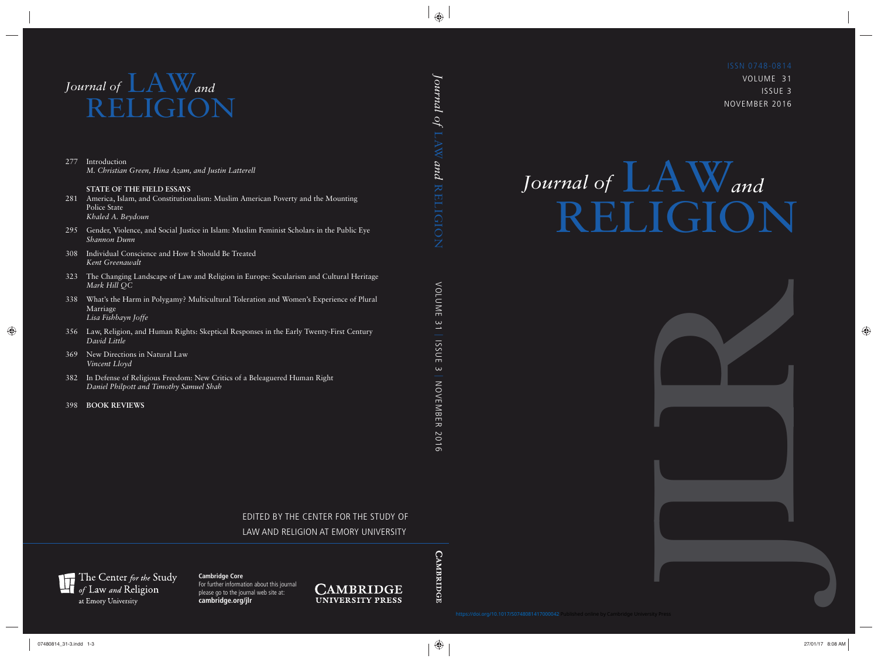# Journal of LAW and RELIGION

ISSN 0748-0814
VOLUME 31
ISSUE 3
NOVEMBER 2016

277 Introduction
*M. Christian Green, Hina Azam, and Justin Latterell*

**STATE OF THE FIELD ESSAYS**

281 America, Islam, and Constitutionalism: Muslim American Poverty and the Mounting Police State
*Khaled A. Beydoun*

295 Gender, Violence, and Social Justice in Islam: Muslim Feminist Scholars in the Public Eye
*Shannon Dunn*

308 Individual Conscience and How It Should Be Treated
*Kent Greenawalt*

323 The Changing Landscape of Law and Religion in Europe: Secularism and Cultural Heritage
*Mark Hill QC*

338 What's the Harm in Polygamy? Multicultural Toleration and Women's Experience of Plural Marriage
*Lisa Fishbayn Joffe*

356 Law, Religion, and Human Rights: Skeptical Responses in the Early Twenty-First Century
*David Little*

369 New Directions in Natural Law
*Vincent Lloyd*

382 In Defense of Religious Freedom: New Critics of a Beleaguered Human Right
*Daniel Philpott and Timothy Samuel Shah*

398 **BOOK REVIEWS**

EDITED BY THE CENTER FOR THE STUDY OF LAW AND RELIGION AT EMORY UNIVERSITY

The Center *for the* Study *of* Law *and* Religion at Emory University

**Cambridge Core**
For further information about this journal please go to the journal web site at:
**cambridge.org/jlr**

CAMBRIDGE UNIVERSITY PRESS

https://doi.org/10.1017/S0748081417000042 Published online by Cambridge University Press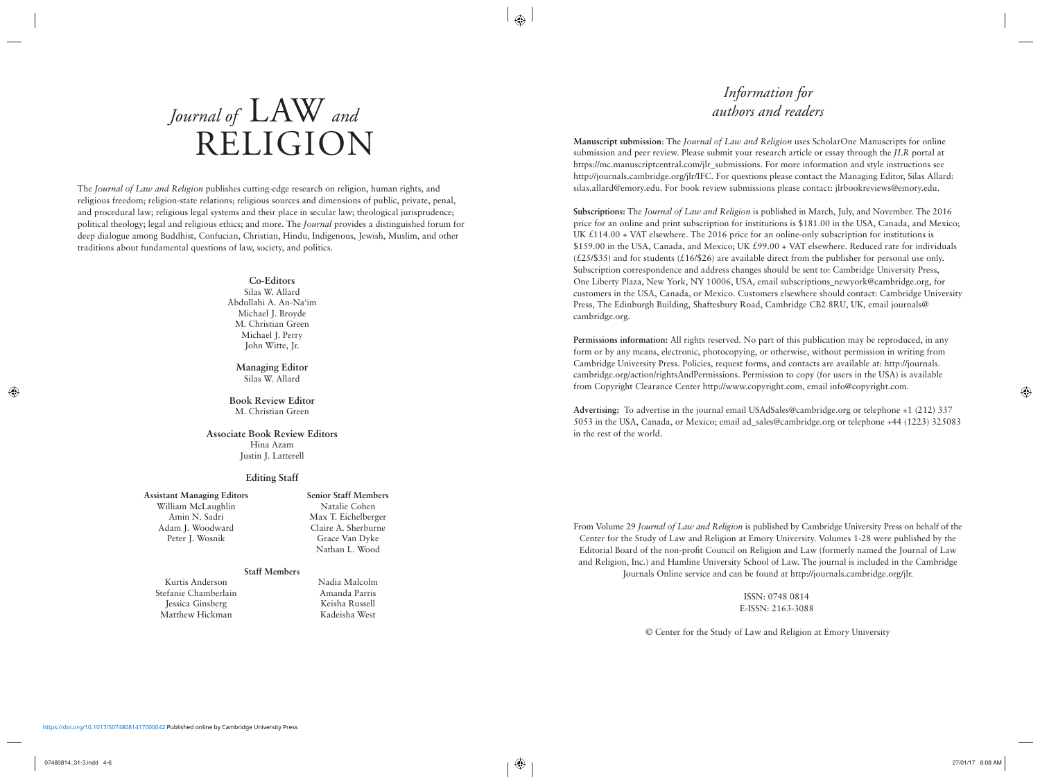# *Journal of* LAW *and* RELIGION

The *Journal of Law and Religion* publishes cutting-edge research on religion, human rights, and religious freedom; religion-state relations; religious sources and dimensions of public, private, penal, and procedural law; religious legal systems and their place in secular law; theological jurisprudence; political theology; legal and religious ethics; and more. The *Journal* provides a distinguished forum for deep dialogue among Buddhist, Confucian, Christian, Hindu, Indigenous, Jewish, Muslim, and other traditions about fundamental questions of law, society, and politics.

**Co-Editors**
Silas W. Allard
Abdullahi A. An-Na'im
Michael J. Broyde
M. Christian Green
Michael J. Perry
John Witte, Jr.

**Managing Editor**
Silas W. Allard

**Book Review Editor**
M. Christian Green

**Associate Book Review Editors**
Hina Azam
Justin J. Latterell

**Editing Staff**

**Assistant Managing Editors**
William McLaughlin
Amin N. Sadri
Adam J. Woodward
Peter J. Wosnik

**Senior Staff Members**
Natalie Cohen
Max T. Eichelberger
Claire A. Sherburne
Grace Van Dyke
Nathan L. Wood

**Staff Members**
Kurtis Anderson
Stefanie Chamberlain
Jessica Ginsberg
Matthew Hickman
Nadia Malcolm
Amanda Parris
Keisha Russell
Kadeisha West

## *Information for authors and readers*

**Manuscript submission**: The *Journal of Law and Religion* uses ScholarOne Manuscripts for online submission and peer review. Please submit your research article or essay through the *JLR* portal at https://mc.manuscriptcentral.com/jlr_submissions. For more information and style instructions see http://journals.cambridge.org/jlr/IFC. For questions please contact the Managing Editor, Silas Allard: silas.allard@emory.edu. For book review submissions please contact: jlrbookreviews@emory.edu.

**Subscriptions:** The *Journal of Law and Religion* is published in March, July, and November. The 2016 price for an online and print subscription for institutions is $181.00 in the USA, Canada, and Mexico; UK £114.00 + VAT elsewhere. The 2016 price for an online-only subscription for institutions is $159.00 in the USA, Canada, and Mexico; UK £99.00 + VAT elsewhere. Reduced rate for individuals (£25/$35) and for students (£16/$26) are available direct from the publisher for personal use only. Subscription correspondence and address changes should be sent to: Cambridge University Press, One Liberty Plaza, New York, NY 10006, USA, email subscriptions_newyork@cambridge.org, for customers in the USA, Canada, or Mexico. Customers elsewhere should contact: Cambridge University Press, The Edinburgh Building, Shaftesbury Road, Cambridge CB2 8RU, UK, email journals@cambridge.org.

**Permissions information:** All rights reserved. No part of this publication may be reproduced, in any form or by any means, electronic, photocopying, or otherwise, without permission in writing from Cambridge University Press. Policies, request forms, and contacts are available at: http://journals.cambridge.org/action/rightsAndPermissions. Permission to copy (for users in the USA) is available from Copyright Clearance Center http://www.copyright.com, email info@copyright.com.

**Advertising:** To advertise in the journal email USAdSales@cambridge.org or telephone +1 (212) 337 5053 in the USA, Canada, or Mexico; email ad_sales@cambridge.org or telephone +44 (1223) 325083 in the rest of the world.

From Volume 29 *Journal of Law and Religion* is published by Cambridge University Press on behalf of the Center for the Study of Law and Religion at Emory University. Volumes 1-28 were published by the Editorial Board of the non-profit Council on Religion and Law (formerly named the Journal of Law and Religion, Inc.) and Hamline University School of Law. The journal is included in the Cambridge Journals Online service and can be found at http://journals.cambridge.org/jlr.

ISSN: 0748 0814
E-ISSN: 2163-3088

© Center for the Study of Law and Religion at Emory University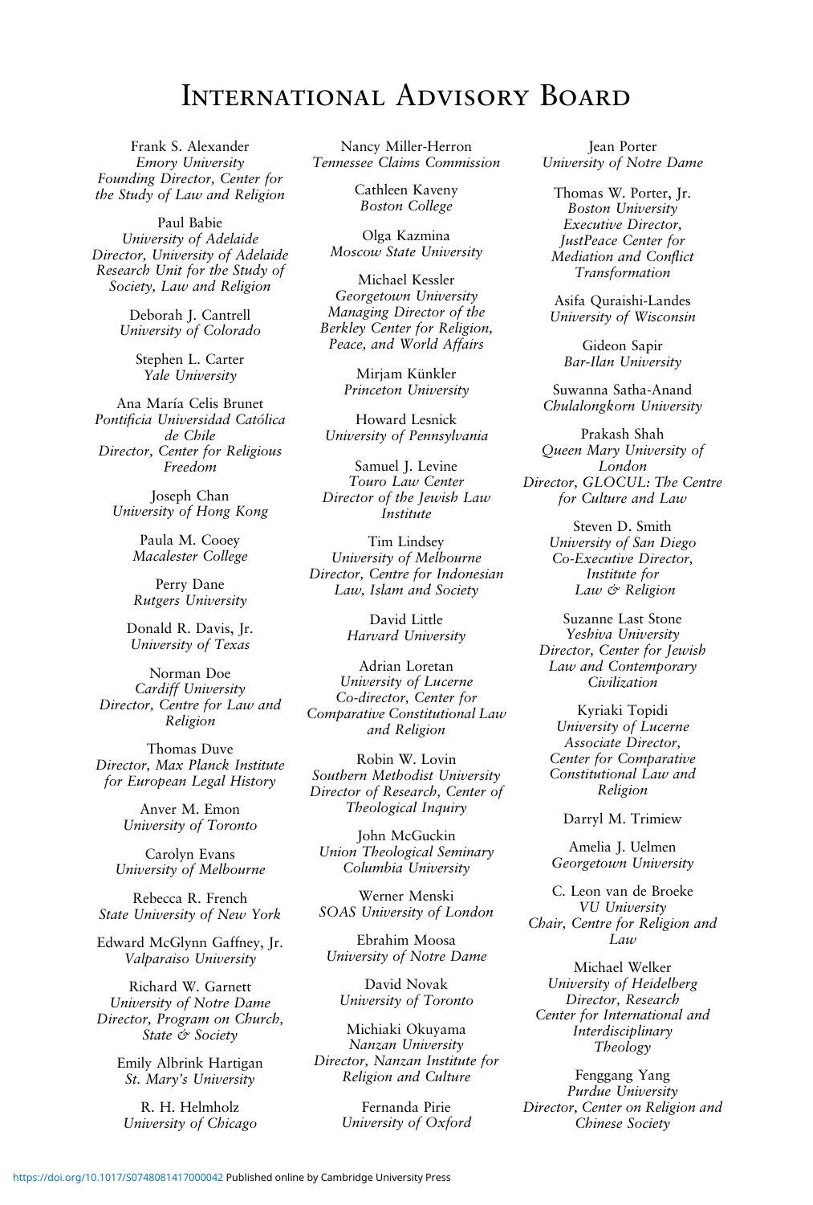# International Advisory Board

Frank S. Alexander
*Emory University*
*Founding Director, Center for the Study of Law and Religion*

Paul Babie
*University of Adelaide*
*Director, University of Adelaide Research Unit for the Study of Society, Law and Religion*

Deborah J. Cantrell
*University of Colorado*

Stephen L. Carter
*Yale University*

Ana María Celis Brunet
*Pontificia Universidad Católica de Chile*
*Director, Center for Religious Freedom*

Joseph Chan
*University of Hong Kong*

Paula M. Cooey
*Macalester College*

Perry Dane
*Rutgers University*

Donald R. Davis, Jr.
*University of Texas*

Norman Doe
*Cardiff University*
*Director, Centre for Law and Religion*

Thomas Duve
*Director, Max Planck Institute for European Legal History*

Anver M. Emon
*University of Toronto*

Carolyn Evans
*University of Melbourne*

Rebecca R. French
*State University of New York*

Edward McGlynn Gaffney, Jr.
*Valparaiso University*

Richard W. Garnett
*University of Notre Dame*
*Director, Program on Church, State & Society*

Emily Albrink Hartigan
*St. Mary's University*

R. H. Helmholz
*University of Chicago*

Nancy Miller-Herron
*Tennessee Claims Commission*

Cathleen Kaveny
*Boston College*

Olga Kazmina
*Moscow State University*

Michael Kessler
*Georgetown University*
*Managing Director of the Berkley Center for Religion, Peace, and World Affairs*

Mirjam Künkler
*Princeton University*

Howard Lesnick
*University of Pennsylvania*

Samuel J. Levine
*Touro Law Center*
*Director of the Jewish Law Institute*

Tim Lindsey
*University of Melbourne*
*Director, Centre for Indonesian Law, Islam and Society*

David Little
*Harvard University*

Adrian Loretan
*University of Lucerne*
*Co-director, Center for Comparative Constitutional Law and Religion*

Robin W. Lovin
*Southern Methodist University*
*Director of Research, Center of Theological Inquiry*

John McGuckin
*Union Theological Seminary*
*Columbia University*

Werner Menski
*SOAS University of London*

Ebrahim Moosa
*University of Notre Dame*

David Novak
*University of Toronto*

Michiaki Okuyama
*Nanzan University*
*Director, Nanzan Institute for Religion and Culture*

Fernanda Pirie
*University of Oxford*

Jean Porter
*University of Notre Dame*

Thomas W. Porter, Jr.
*Boston University*
*Executive Director, JustPeace Center for Mediation and Conflict Transformation*

Asifa Quraishi-Landes
*University of Wisconsin*

Gideon Sapir
*Bar-Ilan University*

Suwanna Satha-Anand
*Chulalongkorn University*

Prakash Shah
*Queen Mary University of London*
*Director, GLOCUL: The Centre for Culture and Law*

Steven D. Smith
*University of San Diego*
*Co-Executive Director, Institute for Law & Religion*

Suzanne Last Stone
*Yeshiva University*
*Director, Center for Jewish Law and Contemporary Civilization*

Kyriaki Topidi
*University of Lucerne*
*Associate Director, Center for Comparative Constitutional Law and Religion*

Darryl M. Trimiew

Amelia J. Uelmen
*Georgetown University*

C. Leon van de Broeke
*VU University*
*Chair, Centre for Religion and Law*

Michael Welker
*University of Heidelberg*
*Director, Research Center for International and Interdisciplinary Theology*

Fenggang Yang
*Purdue University*
*Director, Center on Religion and Chinese Society*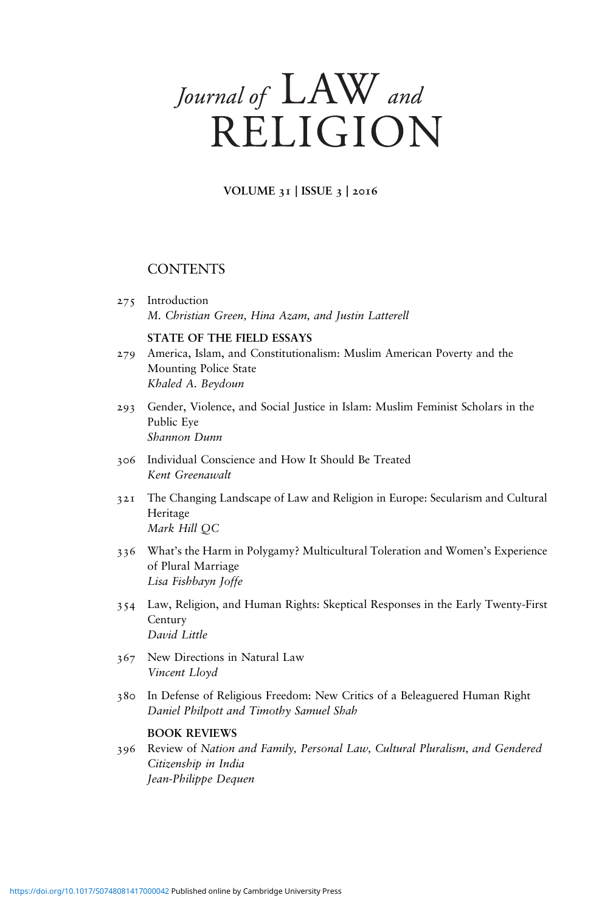# *Journal of* LAW *and* RELIGION

**VOLUME 31 | ISSUE 3 | 2016**

## CONTENTS

275 Introduction
*M. Christian Green, Hina Azam, and Justin Latterell*

**STATE OF THE FIELD ESSAYS**

279 America, Islam, and Constitutionalism: Muslim American Poverty and the Mounting Police State
*Khaled A. Beydoun*

293 Gender, Violence, and Social Justice in Islam: Muslim Feminist Scholars in the Public Eye
*Shannon Dunn*

306 Individual Conscience and How It Should Be Treated
*Kent Greenawalt*

321 The Changing Landscape of Law and Religion in Europe: Secularism and Cultural Heritage
*Mark Hill QC*

336 What's the Harm in Polygamy? Multicultural Toleration and Women's Experience of Plural Marriage
*Lisa Fishbayn Joffe*

354 Law, Religion, and Human Rights: Skeptical Responses in the Early Twenty-First Century
*David Little*

367 New Directions in Natural Law
*Vincent Lloyd*

380 In Defense of Religious Freedom: New Critics of a Beleaguered Human Right
*Daniel Philpott and Timothy Samuel Shah*

**BOOK REVIEWS**

396 Review of *Nation and Family, Personal Law, Cultural Pluralism, and Gendered Citizenship in India*
*Jean-Philippe Dequen*

https://doi.org/10.1017/S0748081417000042 Published online by Cambridge University Press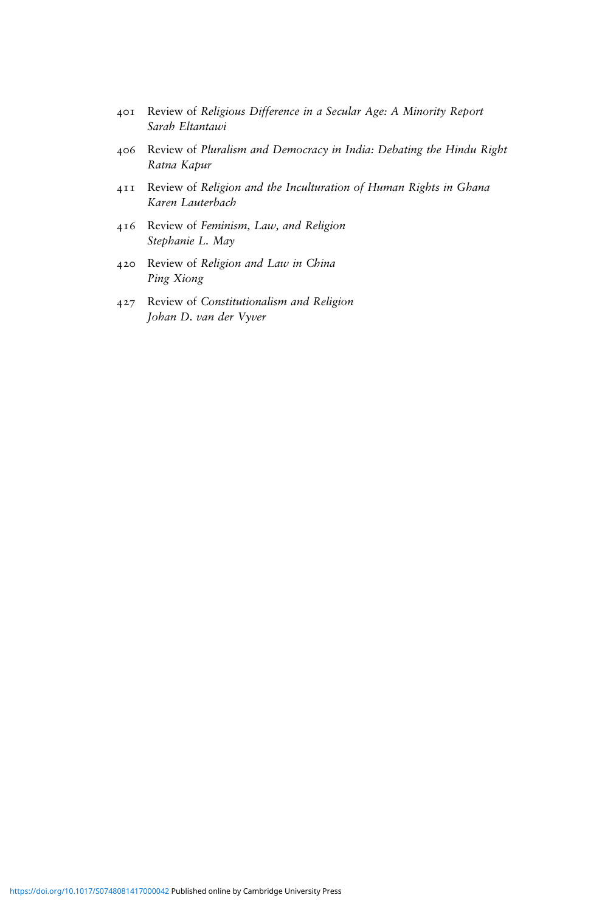401 Review of *Religious Difference in a Secular Age: A Minority Report*
*Sarah Eltantawi*

406 Review of *Pluralism and Democracy in India: Debating the Hindu Right*
*Ratna Kapur*

411 Review of *Religion and the Inculturation of Human Rights in Ghana*
*Karen Lauterbach*

416 Review of *Feminism, Law, and Religion*
*Stephanie L. May*

420 Review of *Religion and Law in China*
*Ping Xiong*

427 Review of *Constitutionalism and Religion*
*Johan D. van der Vyver*

https://doi.org/10.1017/S0748081417000042 Published online by Cambridge University Press